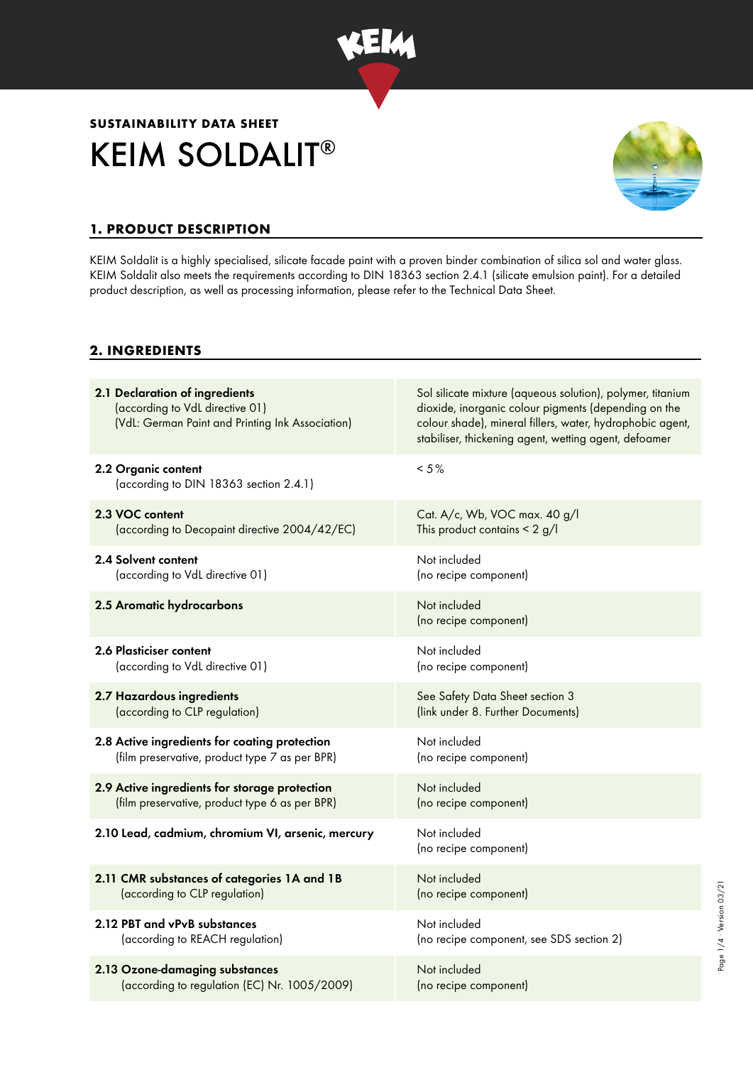**SUSTAINABILITY DATA SHEET**

# KEIM SOLDALIT®

## 1. PRODUCT DESCRIPTION

KEIM Soldalit is a highly specialised, silicate facade paint with a proven binder combination of silica sol and water glass. KEIM Soldalit also meets the requirements according to DIN 18363 section 2.4.1 (silicate emulsion paint). For a detailed product description, as well as processing information, please refer to the Technical Data Sheet.

## 2. INGREDIENTS

| | |
|---|---|
| **2.1 Declaration of ingredients** (according to VdL directive 01) (VdL: German Paint and Printing Ink Association) | Sol silicate mixture (aqueous solution), polymer, titanium dioxide, inorganic colour pigments (depending on the colour shade), mineral fillers, water, hydrophobic agent, stabiliser, thickening agent, wetting agent, defoamer |
| **2.2 Organic content** (according to DIN 18363 section 2.4.1) | < 5% |
| **2.3 VOC content** (according to Decopaint directive 2004/42/EC) | Cat. A/c, Wb, VOC max. 40 g/l<br>This product contains < 2 g/l |
| **2.4 Solvent content** (according to VdL directive 01) | Not included (no recipe component) |
| **2.5 Aromatic hydrocarbons** | Not included (no recipe component) |
| **2.6 Plasticiser content** (according to VdL directive 01) | Not included (no recipe component) |
| **2.7 Hazardous ingredients** (according to CLP regulation) | See Safety Data Sheet section 3 (link under 8. Further Documents) |
| **2.8 Active ingredients for coating protection** (film preservative, product type 7 as per BPR) | Not included (no recipe component) |
| **2.9 Active ingredients for storage protection** (film preservative, product type 6 as per BPR) | Not included (no recipe component) |
| **2.10 Lead, cadmium, chromium VI, arsenic, mercury** | Not included (no recipe component) |
| **2.11 CMR substances of categories 1A and 1B** (according to CLP regulation) | Not included (no recipe component) |
| **2.12 PBT and vPvB substances** (according to REACH regulation) | Not included (no recipe component, see SDS section 2) |
| **2.13 Ozone-damaging substances** (according to regulation (EC) Nr. 1005/2009) | Not included (no recipe component) |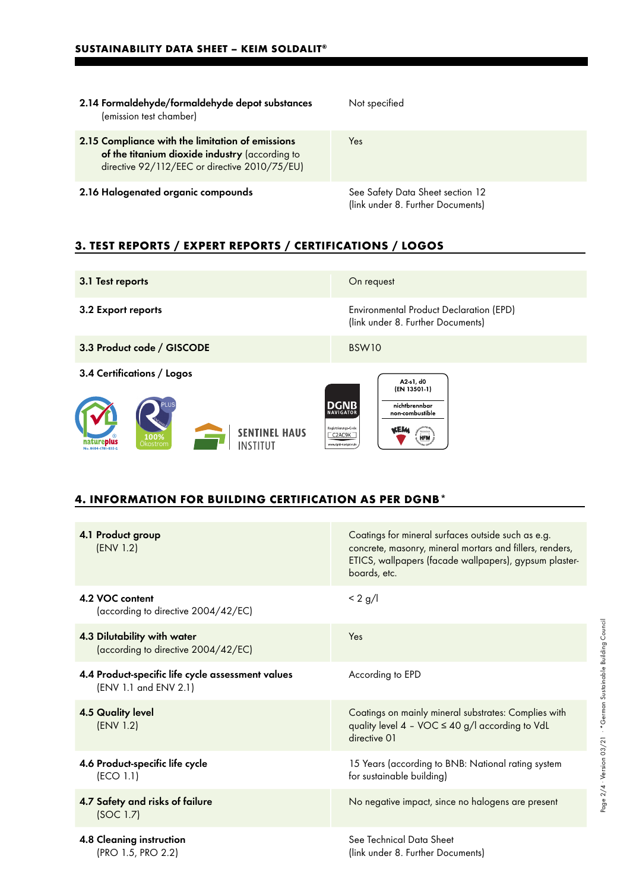| | |
|---|---|
| **2.14 Formaldehyde/formaldehyde depot substances** (emission test chamber) | Not specified |
| **2.15 Compliance with the limitation of emissions of the titanium dioxide industry** (according to directive 92/112/EEC or directive 2010/75/EU) | Yes |
| **2.16 Halogenated organic compounds** | See Safety Data Sheet section 12 (link under 8. Further Documents) |

## 3. TEST REPORTS / EXPERT REPORTS / CERTIFICATIONS / LOGOS

| | |
|---|---|
| **3.1 Test reports** | On request |
| **3.2 Export reports** | Environmental Product Declaration (EPD) (link under 8. Further Documents) |
| **3.3 Product code / GISCODE** | BSW10 |

**3.4 Certifications / Logos**

natureplus No. 0604-1701-035-2 · PLUS 100% Ökostrom · SENTINEL HAUS INSTITUT · DGNB NAVIGATOR Registrierungs-Code C2AC9K www.dgnb-navigator.de · A2-s1, d0 (EN 13501-1) nichtbrennbar non-combustible KEIM HFM

## 4. INFORMATION FOR BUILDING CERTIFICATION AS PER DGNB*

| | |
|---|---|
| **4.1 Product group** (ENV 1.2) | Coatings for mineral surfaces outside such as e.g. concrete, masonry, mineral mortars and fillers, renders, ETICS, wallpapers (facade wallpapers), gypsum plaster-boards, etc. |
| **4.2 VOC content** (according to directive 2004/42/EC) | < 2 g/l |
| **4.3 Dilutability with water** (according to directive 2004/42/EC) | Yes |
| **4.4 Product-specific life cycle assessment values** (ENV 1.1 and ENV 2.1) | According to EPD |
| **4.5 Quality level** (ENV 1.2) | Coatings on mainly mineral substrates: Complies with quality level 4 – VOC ≤ 40 g/l according to VdL directive 01 |
| **4.6 Product-specific life cycle** (ECO 1.1) | 15 Years (according to BNB: National rating system for sustainable building) |
| **4.7 Safety and risks of failure** (SOC 1.7) | No negative impact, since no halogens are present |
| **4.8 Cleaning instruction** (PRO 1.5, PRO 2.2) | See Technical Data Sheet (link under 8. Further Documents) |

*German Sustainable Building Council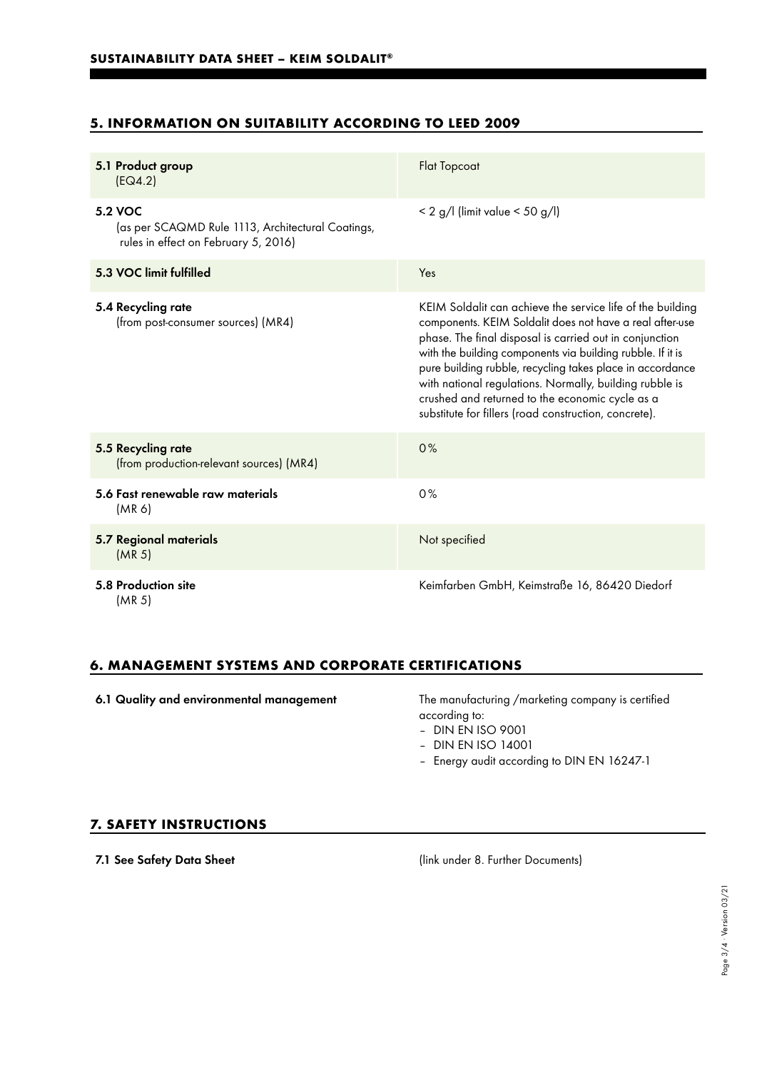## 5. INFORMATION ON SUITABILITY ACCORDING TO LEED 2009

| | |
|---|---|
| **5.1 Product group** (EQ4.2) | Flat Topcoat |
| **5.2 VOC** (as per SCAQMD Rule 1113, Architectural Coatings, rules in effect on February 5, 2016) | < 2 g/l (limit value < 50 g/l) |
| **5.3 VOC limit fulfilled** | Yes |
| **5.4 Recycling rate** (from post-consumer sources) (MR4) | KEIM Soldalit can achieve the service life of the building components. KEIM Soldalit does not have a real after-use phase. The final disposal is carried out in conjunction with the building components via building rubble. If it is pure building rubble, recycling takes place in accordance with national regulations. Normally, building rubble is crushed and returned to the economic cycle as a substitute for fillers (road construction, concrete). |
| **5.5 Recycling rate** (from production-relevant sources) (MR4) | 0% |
| **5.6 Fast renewable raw materials** (MR 6) | 0% |
| **5.7 Regional materials** (MR 5) | Not specified |
| **5.8 Production site** (MR 5) | Keimfarben GmbH, Keimstraße 16, 86420 Diedorf |

## 6. MANAGEMENT SYSTEMS AND CORPORATE CERTIFICATIONS

**6.1 Quality and environmental management**

The manufacturing /marketing company is certified according to:

- DIN EN ISO 9001
- DIN EN ISO 14001
- Energy audit according to DIN EN 16247-1

## 7. SAFETY INSTRUCTIONS

**7.1 See Safety Data Sheet** (link under 8. Further Documents)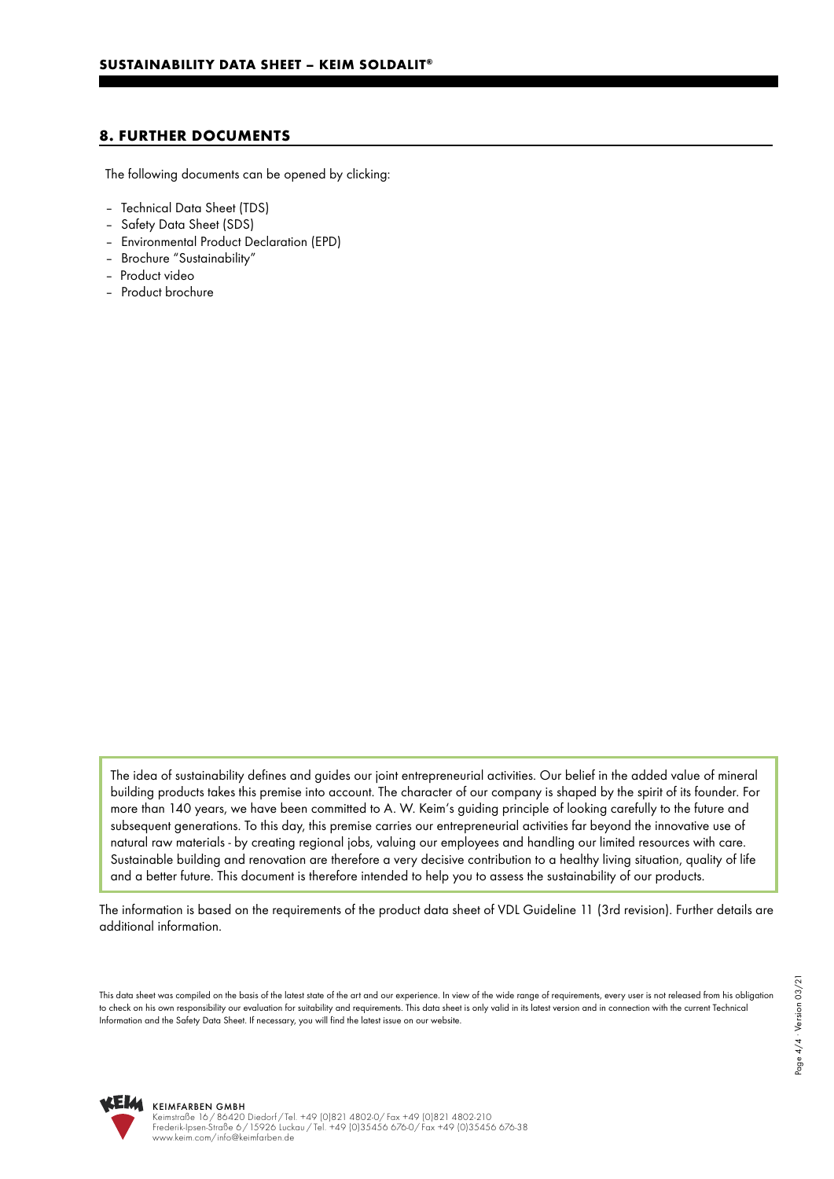## 8. FURTHER DOCUMENTS

The following documents can be opened by clicking:

- Technical Data Sheet (TDS)
- Safety Data Sheet (SDS)
- Environmental Product Declaration (EPD)
- Brochure "Sustainability"
- Product video
- Product brochure

The idea of sustainability defines and guides our joint entrepreneurial activities. Our belief in the added value of mineral building products takes this premise into account. The character of our company is shaped by the spirit of its founder. For more than 140 years, we have been committed to A. W. Keim's guiding principle of looking carefully to the future and subsequent generations. To this day, this premise carries our entrepreneurial activities far beyond the innovative use of natural raw materials - by creating regional jobs, valuing our employees and handling our limited resources with care. Sustainable building and renovation are therefore a very decisive contribution to a healthy living situation, quality of life and a better future. This document is therefore intended to help you to assess the sustainability of our products.

The information is based on the requirements of the product data sheet of VDL Guideline 11 (3rd revision). Further details are additional information.

This data sheet was compiled on the basis of the latest state of the art and our experience. In view of the wide range of requirements, every user is not released from his obligation to check on his own responsibility our evaluation for suitability and requirements. This data sheet is only valid in its latest version and in connection with the current Technical Information and the Safety Data Sheet. If necessary, you will find the latest issue on our website.

**KEIMFARBEN GMBH**
Keimstraße 16 / 86420 Diedorf / Tel. +49 (0)821 4802-0/ Fax +49 (0)821 4802-210
Frederik-Ipsen-Straße 6 / 15926 Luckau / Tel. +49 (0)35456 676-0/ Fax +49 (0)35456 676-38
www.keim.com/ info@keimfarben.de